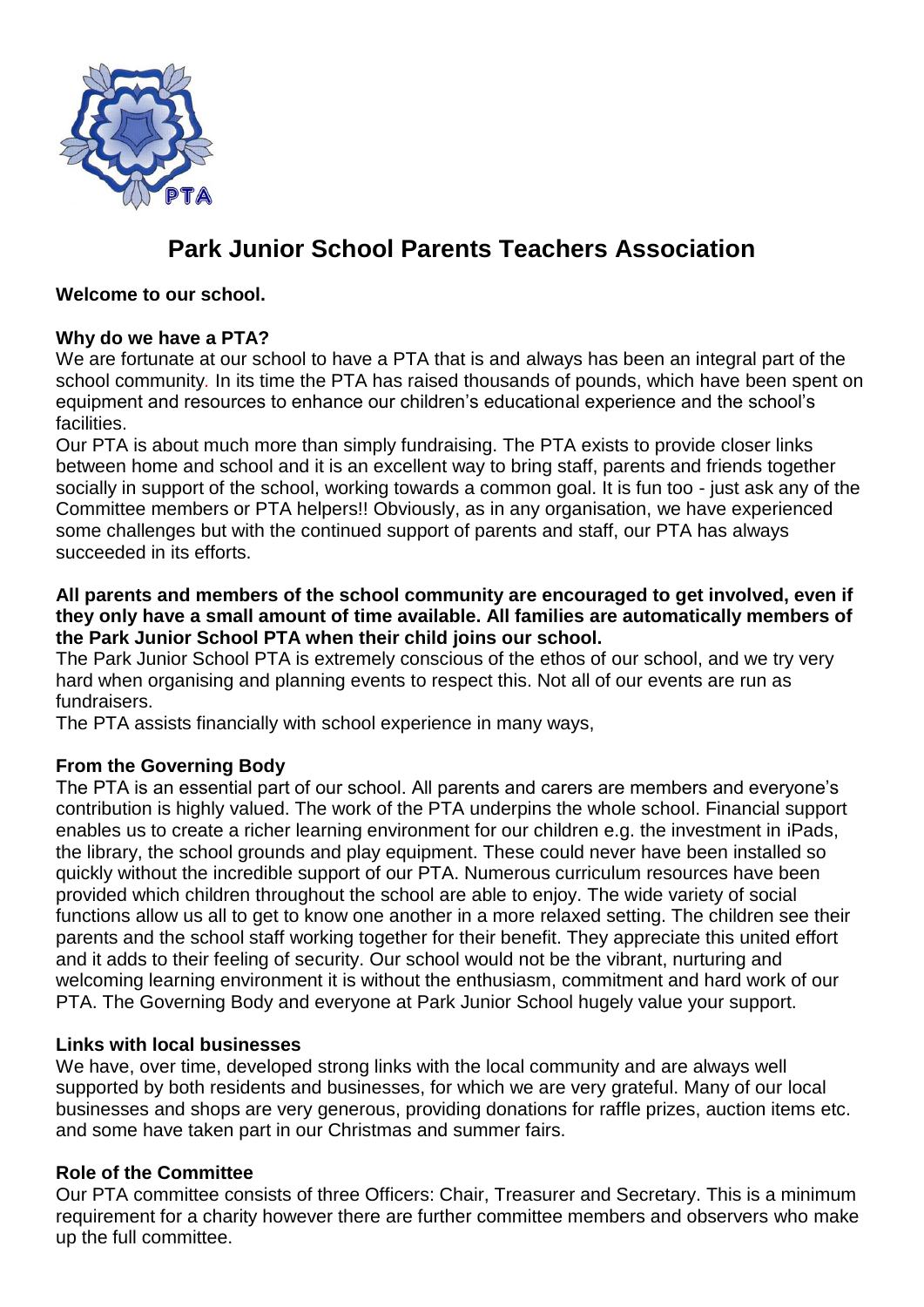# Park Junior School Parents Teachers Association

**Welcome to our school.**

**Why do we have a PTA?**

We are fortunate at our school to have a PTA that is and always has been an integral part of the school community. In its time the PTA has raised thousands of pounds, which have been spent on equipment and resources to enhance our children's educational experience and the school's facilities.

Our PTA is about much more than simply fundraising. The PTA exists to provide closer links between home and school and it is an excellent way to bring staff, parents and friends together socially in support of the school, working towards a common goal. It is fun too - just ask any of the Committee members or PTA helpers!! Obviously, as in any organisation, we have experienced some challenges but with the continued support of parents and staff, our PTA has always succeeded in its efforts.

**All parents and members of the school community are encouraged to get involved, even if they only have a small amount of time available. All families are automatically members of the Park Junior School PTA when their child joins our school.**

The Park Junior School PTA is extremely conscious of the ethos of our school, and we try very hard when organising and planning events to respect this. Not all of our events are run as fundraisers.

The PTA assists financially with school experience in many ways,

**From the Governing Body**

The PTA is an essential part of our school. All parents and carers are members and everyone's contribution is highly valued. The work of the PTA underpins the whole school. Financial support enables us to create a richer learning environment for our children e.g. the investment in iPads, the library, the school grounds and play equipment. These could never have been installed so quickly without the incredible support of our PTA. Numerous curriculum resources have been provided which children throughout the school are able to enjoy. The wide variety of social functions allow us all to get to know one another in a more relaxed setting. The children see their parents and the school staff working together for their benefit. They appreciate this united effort and it adds to their feeling of security. Our school would not be the vibrant, nurturing and welcoming learning environment it is without the enthusiasm, commitment and hard work of our PTA. The Governing Body and everyone at Park Junior School hugely value your support.

**Links with local businesses**

We have, over time, developed strong links with the local community and are always well supported by both residents and businesses, for which we are very grateful. Many of our local businesses and shops are very generous, providing donations for raffle prizes, auction items etc. and some have taken part in our Christmas and summer fairs.

**Role of the Committee**

Our PTA committee consists of three Officers: Chair, Treasurer and Secretary. This is a minimum requirement for a charity however there are further committee members and observers who make up the full committee.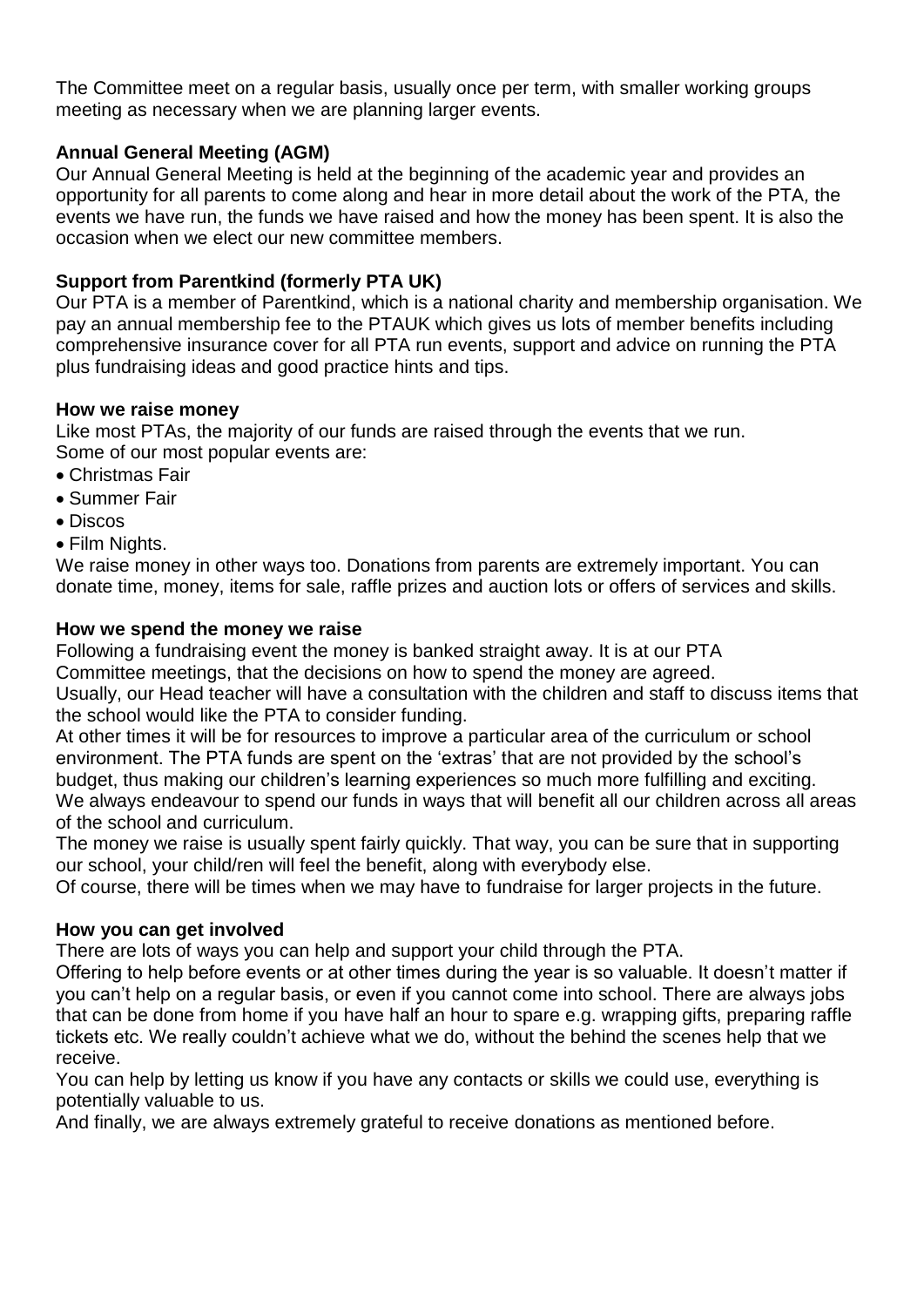The Committee meet on a regular basis, usually once per term, with smaller working groups meeting as necessary when we are planning larger events.

**Annual General Meeting (AGM)**

Our Annual General Meeting is held at the beginning of the academic year and provides an opportunity for all parents to come along and hear in more detail about the work of the PTA*,* the events we have run, the funds we have raised and how the money has been spent. It is also the occasion when we elect our new committee members.

**Support from Parentkind (formerly PTA UK)**

Our PTA is a member of Parentkind, which is a national charity and membership organisation. We pay an annual membership fee to the PTAUK which gives us lots of member benefits including comprehensive insurance cover for all PTA run events, support and advice on running the PTA plus fundraising ideas and good practice hints and tips.

**How we raise money**

Like most PTAs, the majority of our funds are raised through the events that we run.
Some of our most popular events are:

- Christmas Fair
- Summer Fair
- Discos
- Film Nights.

We raise money in other ways too. Donations from parents are extremely important. You can donate time, money, items for sale, raffle prizes and auction lots or offers of services and skills.

**How we spend the money we raise**

Following a fundraising event the money is banked straight away. It is at our PTA Committee meetings, that the decisions on how to spend the money are agreed.

Usually, our Head teacher will have a consultation with the children and staff to discuss items that the school would like the PTA to consider funding.

At other times it will be for resources to improve a particular area of the curriculum or school environment. The PTA funds are spent on the 'extras' that are not provided by the school's budget, thus making our children's learning experiences so much more fulfilling and exciting.

We always endeavour to spend our funds in ways that will benefit all our children across all areas of the school and curriculum.

The money we raise is usually spent fairly quickly. That way, you can be sure that in supporting our school, your child/ren will feel the benefit, along with everybody else.

Of course, there will be times when we may have to fundraise for larger projects in the future.

**How you can get involved**

There are lots of ways you can help and support your child through the PTA.

Offering to help before events or at other times during the year is so valuable. It doesn't matter if you can't help on a regular basis, or even if you cannot come into school. There are always jobs that can be done from home if you have half an hour to spare e.g. wrapping gifts, preparing raffle tickets etc. We really couldn't achieve what we do, without the behind the scenes help that we receive.

You can help by letting us know if you have any contacts or skills we could use, everything is potentially valuable to us.

And finally, we are always extremely grateful to receive donations as mentioned before.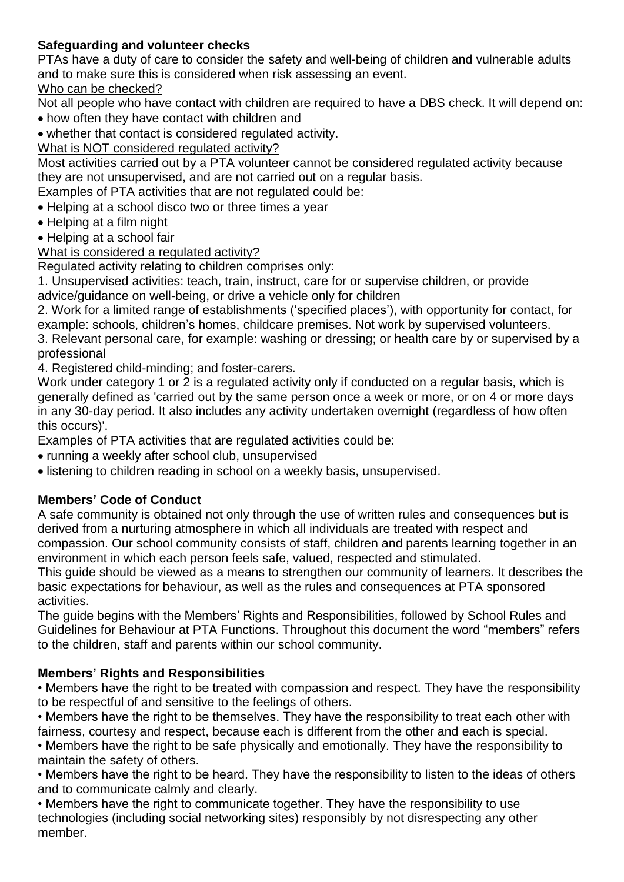**Safeguarding and volunteer checks**

PTAs have a duty of care to consider the safety and well-being of children and vulnerable adults and to make sure this is considered when risk assessing an event.

Who can be checked?

Not all people who have contact with children are required to have a DBS check. It will depend on:

- how often they have contact with children and
- whether that contact is considered regulated activity.

What is NOT considered regulated activity?

Most activities carried out by a PTA volunteer cannot be considered regulated activity because they are not unsupervised, and are not carried out on a regular basis.

Examples of PTA activities that are not regulated could be:

- Helping at a school disco two or three times a year
- Helping at a film night
- Helping at a school fair

What is considered a regulated activity?

Regulated activity relating to children comprises only:

1. Unsupervised activities: teach, train, instruct, care for or supervise children, or provide advice/guidance on well-being, or drive a vehicle only for children
2. Work for a limited range of establishments ('specified places'), with opportunity for contact, for example: schools, children's homes, childcare premises. Not work by supervised volunteers.
3. Relevant personal care, for example: washing or dressing; or health care by or supervised by a professional
4. Registered child-minding; and foster-carers.

Work under category 1 or 2 is a regulated activity only if conducted on a regular basis, which is generally defined as 'carried out by the same person once a week or more, or on 4 or more days in any 30-day period. It also includes any activity undertaken overnight (regardless of how often this occurs)'.

Examples of PTA activities that are regulated activities could be:

- running a weekly after school club, unsupervised
- listening to children reading in school on a weekly basis, unsupervised.

**Members' Code of Conduct**

A safe community is obtained not only through the use of written rules and consequences but is derived from a nurturing atmosphere in which all individuals are treated with respect and compassion. Our school community consists of staff, children and parents learning together in an environment in which each person feels safe, valued, respected and stimulated.

This guide should be viewed as a means to strengthen our community of learners. It describes the basic expectations for behaviour, as well as the rules and consequences at PTA sponsored activities.

The guide begins with the Members' Rights and Responsibilities, followed by School Rules and Guidelines for Behaviour at PTA Functions. Throughout this document the word "members" refers to the children, staff and parents within our school community.

**Members' Rights and Responsibilities**

- Members have the right to be treated with compassion and respect. They have the responsibility to be respectful of and sensitive to the feelings of others.
- Members have the right to be themselves. They have the responsibility to treat each other with fairness, courtesy and respect, because each is different from the other and each is special.
- Members have the right to be safe physically and emotionally. They have the responsibility to maintain the safety of others.
- Members have the right to be heard. They have the responsibility to listen to the ideas of others and to communicate calmly and clearly.
- Members have the right to communicate together. They have the responsibility to use technologies (including social networking sites) responsibly by not disrespecting any other member.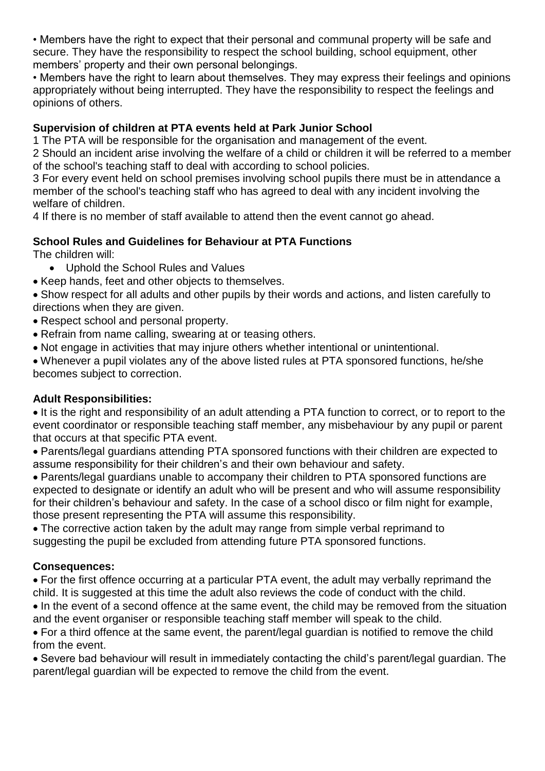• Members have the right to expect that their personal and communal property will be safe and secure. They have the responsibility to respect the school building, school equipment, other members' property and their own personal belongings.

• Members have the right to learn about themselves. They may express their feelings and opinions appropriately without being interrupted. They have the responsibility to respect the feelings and opinions of others.

**Supervision of children at PTA events held at Park Junior School**

1 The PTA will be responsible for the organisation and management of the event.

2 Should an incident arise involving the welfare of a child or children it will be referred to a member of the school's teaching staff to deal with according to school policies.

3 For every event held on school premises involving school pupils there must be in attendance a member of the school's teaching staff who has agreed to deal with any incident involving the welfare of children.

4 If there is no member of staff available to attend then the event cannot go ahead.

**School Rules and Guidelines for Behaviour at PTA Functions**

The children will:

- Uphold the School Rules and Values
- Keep hands, feet and other objects to themselves.
- Show respect for all adults and other pupils by their words and actions, and listen carefully to directions when they are given.
- Respect school and personal property.
- Refrain from name calling, swearing at or teasing others.
- Not engage in activities that may injure others whether intentional or unintentional.
- Whenever a pupil violates any of the above listed rules at PTA sponsored functions, he/she becomes subject to correction.

**Adult Responsibilities:**

- It is the right and responsibility of an adult attending a PTA function to correct, or to report to the event coordinator or responsible teaching staff member, any misbehaviour by any pupil or parent that occurs at that specific PTA event.
- Parents/legal guardians attending PTA sponsored functions with their children are expected to assume responsibility for their children's and their own behaviour and safety.
- Parents/legal guardians unable to accompany their children to PTA sponsored functions are expected to designate or identify an adult who will be present and who will assume responsibility for their children's behaviour and safety. In the case of a school disco or film night for example, those present representing the PTA will assume this responsibility.
- The corrective action taken by the adult may range from simple verbal reprimand to suggesting the pupil be excluded from attending future PTA sponsored functions.

**Consequences:**

- For the first offence occurring at a particular PTA event, the adult may verbally reprimand the child. It is suggested at this time the adult also reviews the code of conduct with the child.
- In the event of a second offence at the same event, the child may be removed from the situation and the event organiser or responsible teaching staff member will speak to the child.
- For a third offence at the same event, the parent/legal guardian is notified to remove the child from the event.
- Severe bad behaviour will result in immediately contacting the child's parent/legal guardian. The parent/legal guardian will be expected to remove the child from the event.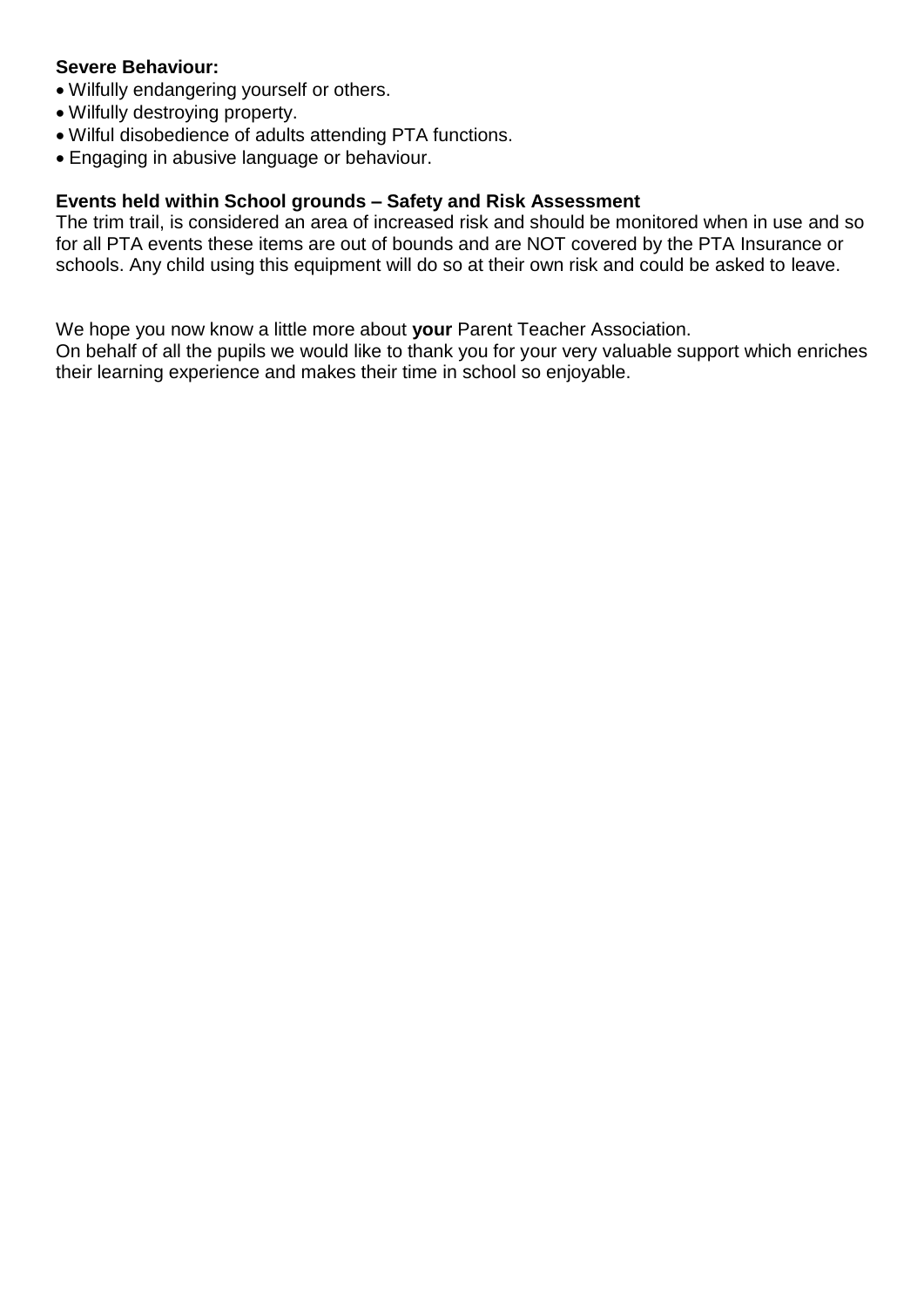**Severe Behaviour:**

- Wilfully endangering yourself or others.
- Wilfully destroying property.
- Wilful disobedience of adults attending PTA functions.
- Engaging in abusive language or behaviour.

**Events held within School grounds – Safety and Risk Assessment**

The trim trail, is considered an area of increased risk and should be monitored when in use and so for all PTA events these items are out of bounds and are NOT covered by the PTA Insurance or schools. Any child using this equipment will do so at their own risk and could be asked to leave.

We hope you now know a little more about **your** Parent Teacher Association.
On behalf of all the pupils we would like to thank you for your very valuable support which enriches their learning experience and makes their time in school so enjoyable.